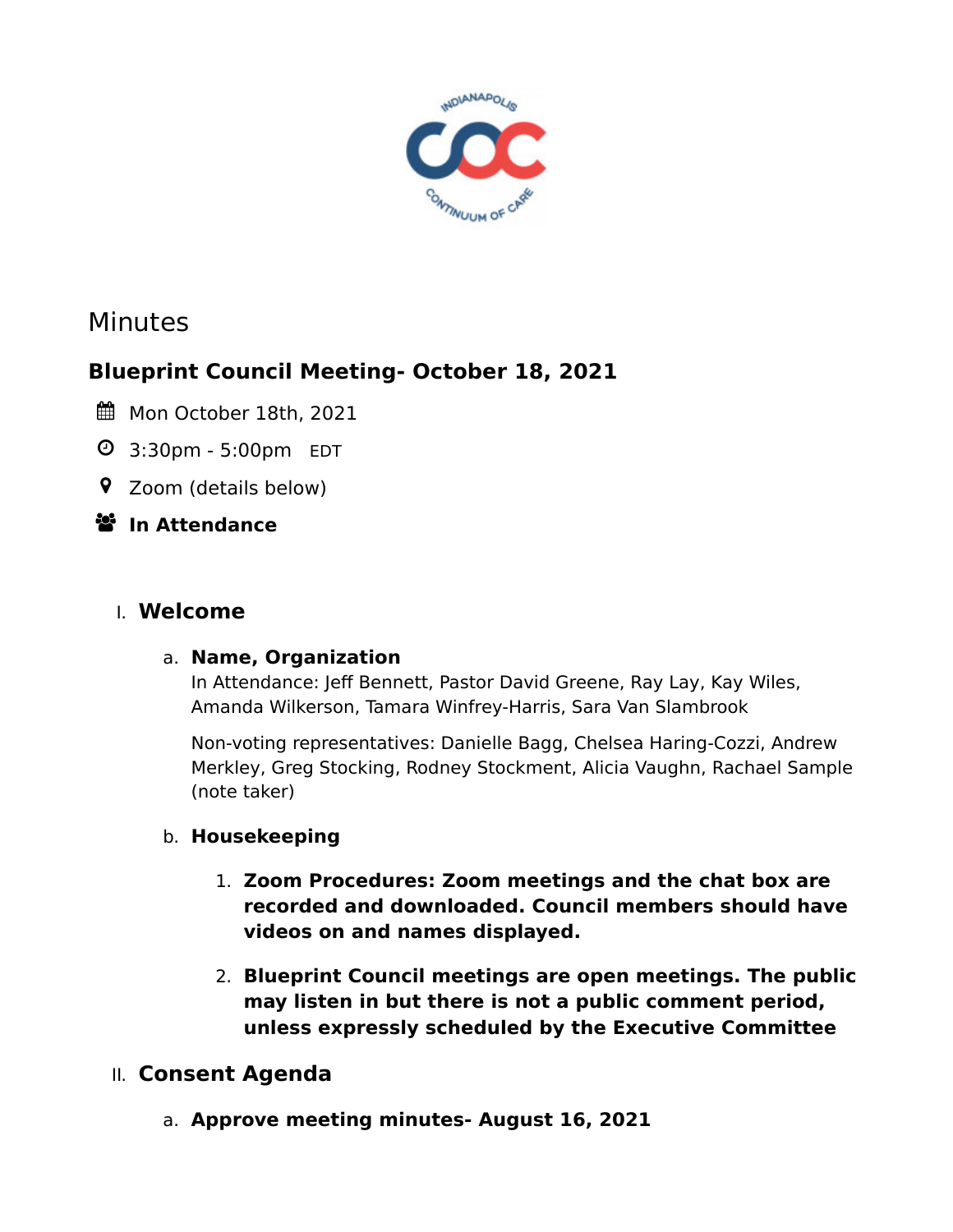# Minutes

## Blueprint Council Meeting- October 18, 2021

Mon October 18th, 2021

3:30pm - 5:00pm EDT

Zoom (details below)

**In Attendance**

I. **Welcome**

a. **Name, Organization**

In Attendance: Jeff Bennett, Pastor David Greene, Ray Lay, Kay Wiles, Amanda Wilkerson, Tamara Winfrey-Harris, Sara Van Slambrook

Non-voting representatives: Danielle Bagg, Chelsea Haring-Cozzi, Andrew Merkley, Greg Stocking, Rodney Stockment, Alicia Vaughn, Rachael Sample (note taker)

b. **Housekeeping**

1. **Zoom Procedures: Zoom meetings and the chat box are recorded and downloaded. Council members should have videos on and names displayed.**

2. **Blueprint Council meetings are open meetings. The public may listen in but there is not a public comment period, unless expressly scheduled by the Executive Committee**

II. **Consent Agenda**

a. **Approve meeting minutes- August 16, 2021**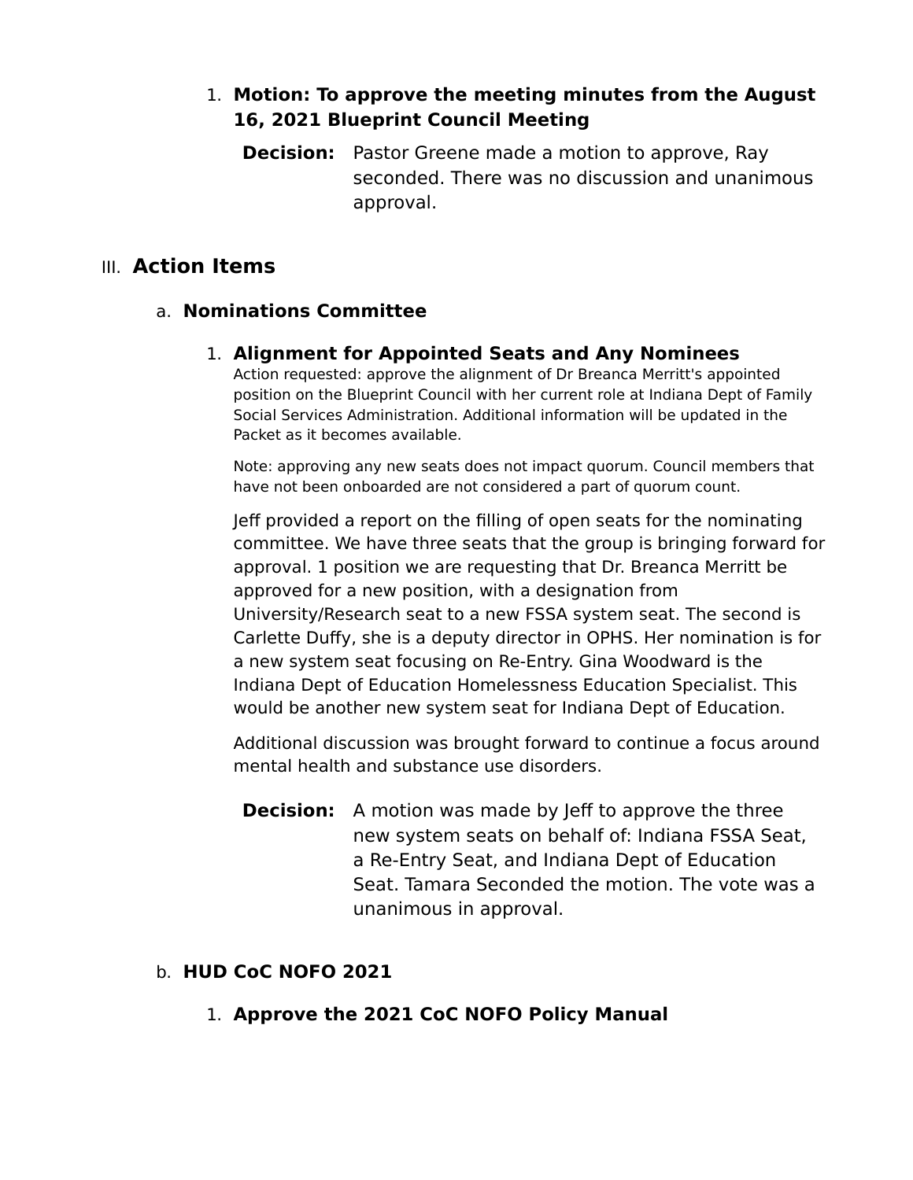1. **Motion: To approve the meeting minutes from the August 16, 2021 Blueprint Council Meeting**

   **Decision:** Pastor Greene made a motion to approve, Ray seconded. There was no discussion and unanimous approval.

## III. Action Items

### a. Nominations Committee

1. **Alignment for Appointed Seats and Any Nominees**

   Action requested: approve the alignment of Dr Breanca Merritt's appointed position on the Blueprint Council with her current role at Indiana Dept of Family Social Services Administration. Additional information will be updated in the Packet as it becomes available.

   Note: approving any new seats does not impact quorum. Council members that have not been onboarded are not considered a part of quorum count.

   Jeff provided a report on the filling of open seats for the nominating committee. We have three seats that the group is bringing forward for approval. 1 position we are requesting that Dr. Breanca Merritt be approved for a new position, with a designation from University/Research seat to a new FSSA system seat. The second is Carlette Duffy, she is a deputy director in OPHS. Her nomination is for a new system seat focusing on Re-Entry. Gina Woodward is the Indiana Dept of Education Homelessness Education Specialist. This would be another new system seat for Indiana Dept of Education.

   Additional discussion was brought forward to continue a focus around mental health and substance use disorders.

   **Decision:** A motion was made by Jeff to approve the three new system seats on behalf of: Indiana FSSA Seat, a Re-Entry Seat, and Indiana Dept of Education Seat. Tamara Seconded the motion. The vote was a unanimous in approval.

### b. HUD CoC NOFO 2021

1. **Approve the 2021 CoC NOFO Policy Manual**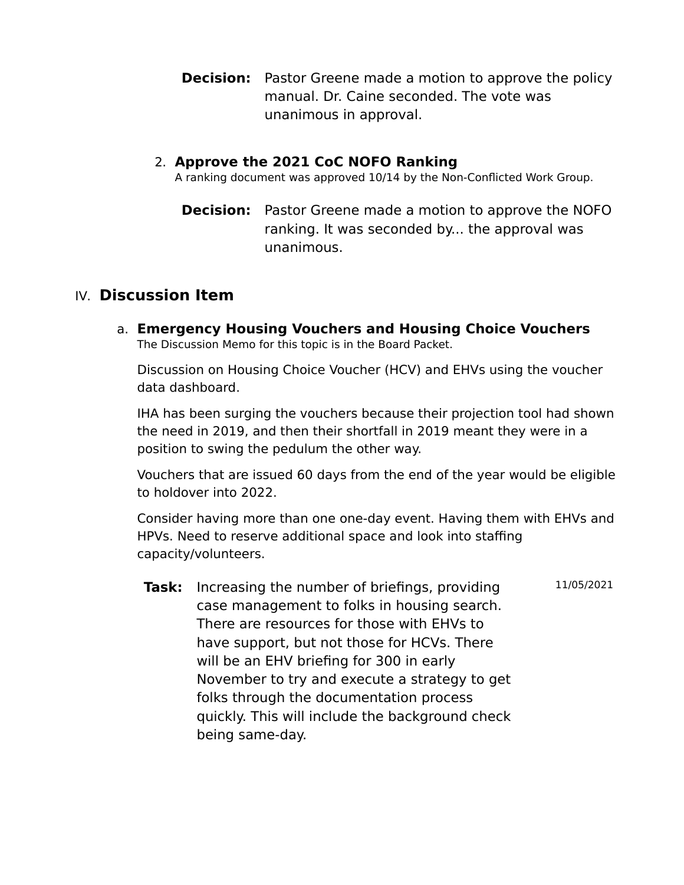**Decision:** Pastor Greene made a motion to approve the policy manual. Dr. Caine seconded. The vote was unanimous in approval.

2. **Approve the 2021 CoC NOFO Ranking**
   A ranking document was approved 10/14 by the Non-Conflicted Work Group.

**Decision:** Pastor Greene made a motion to approve the NOFO ranking. It was seconded by... the approval was unanimous.

## IV. Discussion Item

### a. Emergency Housing Vouchers and Housing Choice Vouchers

The Discussion Memo for this topic is in the Board Packet.

Discussion on Housing Choice Voucher (HCV) and EHVs using the voucher data dashboard.

IHA has been surging the vouchers because their projection tool had shown the need in 2019, and then their shortfall in 2019 meant they were in a position to swing the pedulum the other way.

Vouchers that are issued 60 days from the end of the year would be eligible to holdover into 2022.

Consider having more than one one-day event. Having them with EHVs and HPVs. Need to reserve additional space and look into staffing capacity/volunteers.

**Task:** Increasing the number of briefings, providing case management to folks in housing search. There are resources for those with EHVs to have support, but not those for HCVs. There will be an EHV briefing for 300 in early November to try and execute a strategy to get folks through the documentation process quickly. This will include the background check being same-day. — 11/05/2021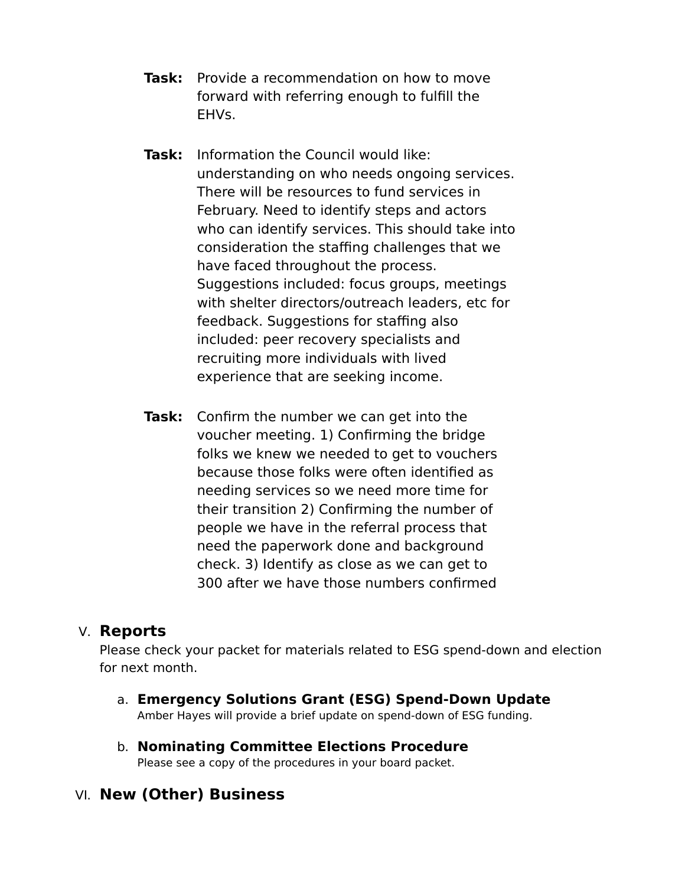**Task:** Provide a recommendation on how to move forward with referring enough to fulfill the EHVs.

**Task:** Information the Council would like: understanding on who needs ongoing services. There will be resources to fund services in February. Need to identify steps and actors who can identify services. This should take into consideration the staffing challenges that we have faced throughout the process. Suggestions included: focus groups, meetings with shelter directors/outreach leaders, etc for feedback. Suggestions for staffing also included: peer recovery specialists and recruiting more individuals with lived experience that are seeking income.

**Task:** Confirm the number we can get into the voucher meeting. 1) Confirming the bridge folks we knew we needed to get to vouchers because those folks were often identified as needing services so we need more time for their transition 2) Confirming the number of people we have in the referral process that need the paperwork done and background check. 3) Identify as close as we can get to 300 after we have those numbers confirmed

## V. Reports

Please check your packet for materials related to ESG spend-down and election for next month.

### a. Emergency Solutions Grant (ESG) Spend-Down Update

Amber Hayes will provide a brief update on spend-down of ESG funding.

### b. Nominating Committee Elections Procedure

Please see a copy of the procedures in your board packet.

## VI. New (Other) Business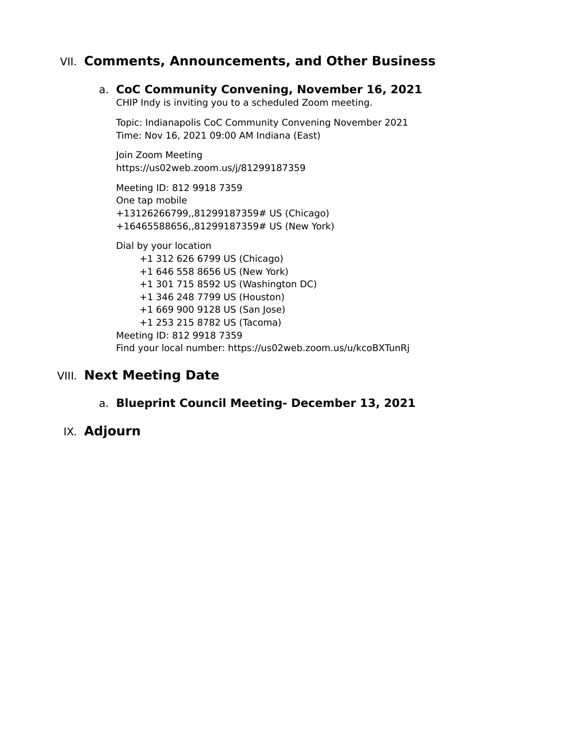## VII. Comments, Announcements, and Other Business

### a. CoC Community Convening, November 16, 2021

CHIP Indy is inviting you to a scheduled Zoom meeting.

Topic: Indianapolis CoC Community Convening November 2021
Time: Nov 16, 2021 09:00 AM Indiana (East)

Join Zoom Meeting
https://us02web.zoom.us/j/81299187359

Meeting ID: 812 9918 7359
One tap mobile
+13126266799,,81299187359# US (Chicago)
+16465588656,,81299187359# US (New York)

Dial by your location
+1 312 626 6799 US (Chicago)
+1 646 558 8656 US (New York)
+1 301 715 8592 US (Washington DC)
+1 346 248 7799 US (Houston)
+1 669 900 9128 US (San Jose)
+1 253 215 8782 US (Tacoma)
Meeting ID: 812 9918 7359
Find your local number: https://us02web.zoom.us/u/kcoBXTunRj

## VIII. Next Meeting Date

### a. Blueprint Council Meeting- December 13, 2021

## IX. Adjourn